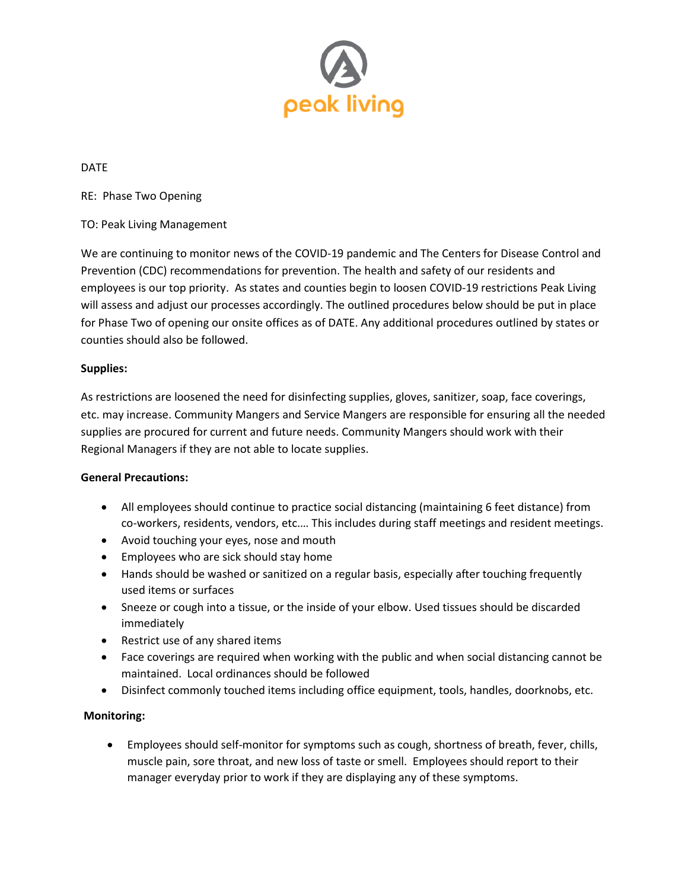peak living

DATE

RE: Phase Two Opening

TO: Peak Living Management

We are continuing to monitor news of the COVID-19 pandemic and The Centers for Disease Control and Prevention (CDC) recommendations for prevention. The health and safety of our residents and employees is our top priority. As states and counties begin to loosen COVID-19 restrictions Peak Living will assess and adjust our processes accordingly. The outlined procedures below should be put in place for Phase Two of opening our onsite offices as of DATE. Any additional procedures outlined by states or counties should also be followed.

**Supplies:**

As restrictions are loosened the need for disinfecting supplies, gloves, sanitizer, soap, face coverings, etc. may increase. Community Mangers and Service Mangers are responsible for ensuring all the needed supplies are procured for current and future needs. Community Mangers should work with their Regional Managers if they are not able to locate supplies.

**General Precautions:**

- All employees should continue to practice social distancing (maintaining 6 feet distance) from co-workers, residents, vendors, etc.… This includes during staff meetings and resident meetings.
- Avoid touching your eyes, nose and mouth
- Employees who are sick should stay home
- Hands should be washed or sanitized on a regular basis, especially after touching frequently used items or surfaces
- Sneeze or cough into a tissue, or the inside of your elbow. Used tissues should be discarded immediately
- Restrict use of any shared items
- Face coverings are required when working with the public and when social distancing cannot be maintained. Local ordinances should be followed
- Disinfect commonly touched items including office equipment, tools, handles, doorknobs, etc.

**Monitoring:**

- Employees should self-monitor for symptoms such as cough, shortness of breath, fever, chills, muscle pain, sore throat, and new loss of taste or smell. Employees should report to their manager everyday prior to work if they are displaying any of these symptoms.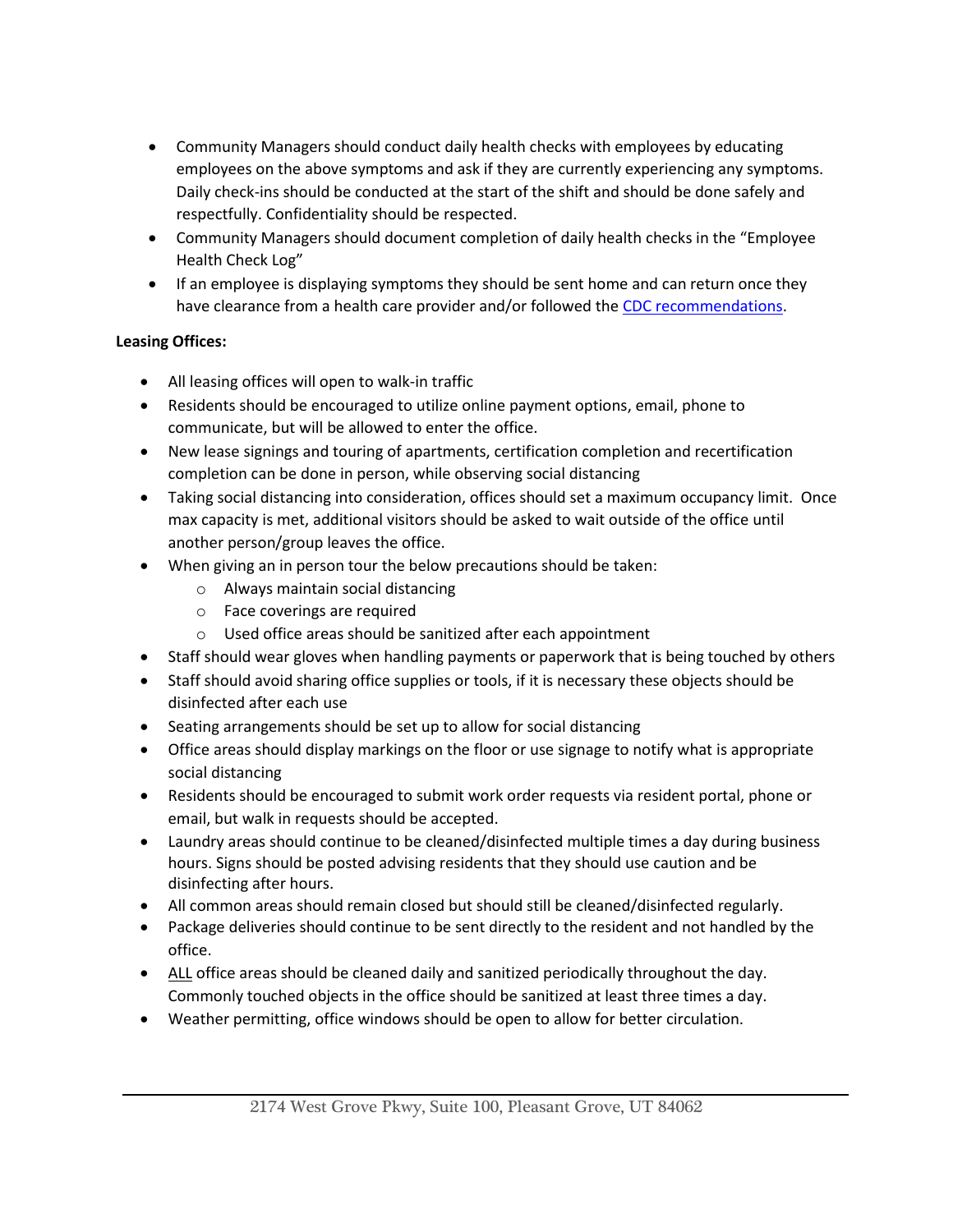- Community Managers should conduct daily health checks with employees by educating employees on the above symptoms and ask if they are currently experiencing any symptoms. Daily check-ins should be conducted at the start of the shift and should be done safely and respectfully. Confidentiality should be respected.
- Community Managers should document completion of daily health checks in the "Employee Health Check Log"
- If an employee is displaying symptoms they should be sent home and can return once they have clearance from a health care provider and/or followed the CDC recommendations.

**Leasing Offices:**

- All leasing offices will open to walk-in traffic
- Residents should be encouraged to utilize online payment options, email, phone to communicate, but will be allowed to enter the office.
- New lease signings and touring of apartments, certification completion and recertification completion can be done in person, while observing social distancing
- Taking social distancing into consideration, offices should set a maximum occupancy limit. Once max capacity is met, additional visitors should be asked to wait outside of the office until another person/group leaves the office.
- When giving an in person tour the below precautions should be taken:
  - Always maintain social distancing
  - Face coverings are required
  - Used office areas should be sanitized after each appointment
- Staff should wear gloves when handling payments or paperwork that is being touched by others
- Staff should avoid sharing office supplies or tools, if it is necessary these objects should be disinfected after each use
- Seating arrangements should be set up to allow for social distancing
- Office areas should display markings on the floor or use signage to notify what is appropriate social distancing
- Residents should be encouraged to submit work order requests via resident portal, phone or email, but walk in requests should be accepted.
- Laundry areas should continue to be cleaned/disinfected multiple times a day during business hours. Signs should be posted advising residents that they should use caution and be disinfecting after hours.
- All common areas should remain closed but should still be cleaned/disinfected regularly.
- Package deliveries should continue to be sent directly to the resident and not handled by the office.
- ALL office areas should be cleaned daily and sanitized periodically throughout the day. Commonly touched objects in the office should be sanitized at least three times a day.
- Weather permitting, office windows should be open to allow for better circulation.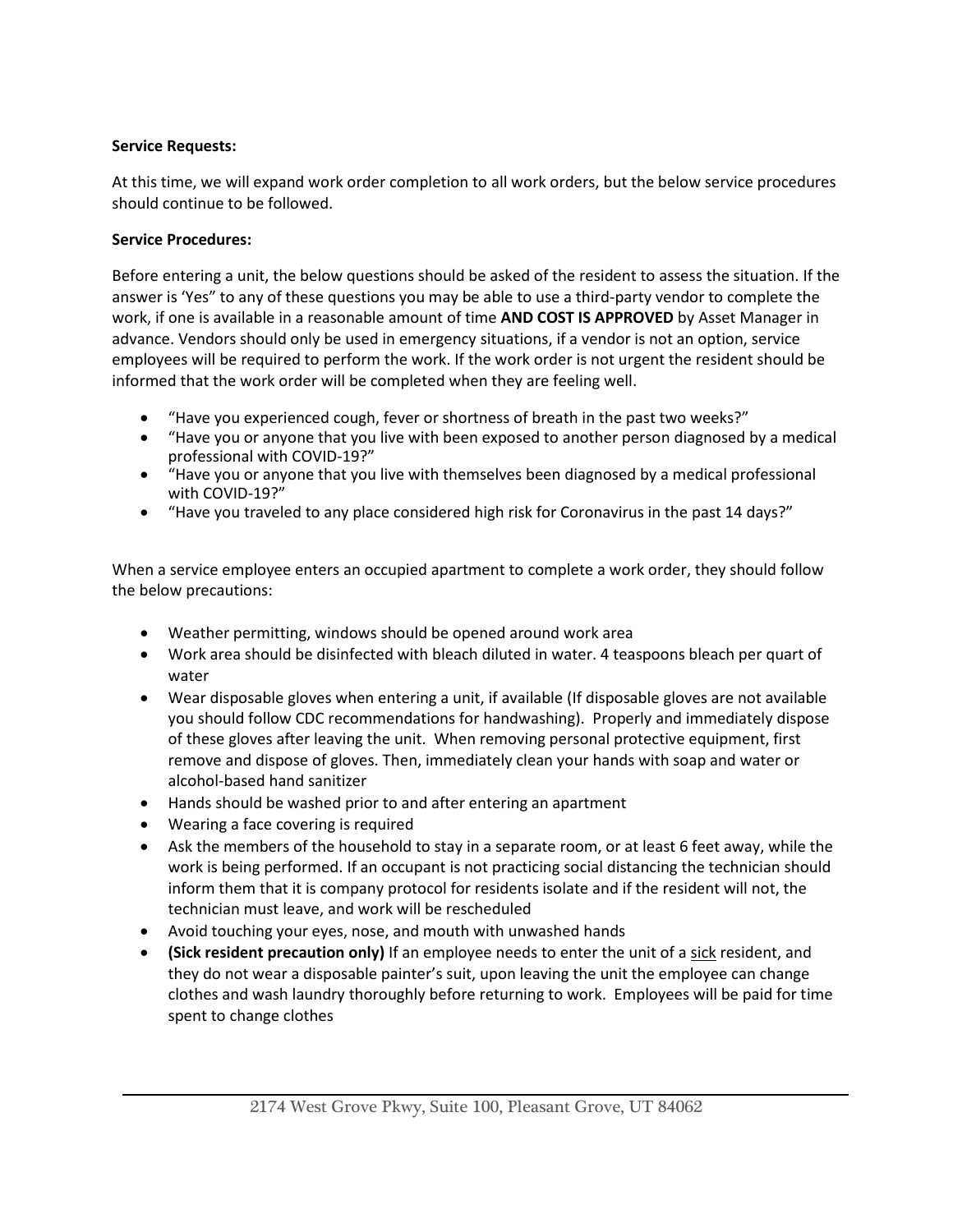**Service Requests:**

At this time, we will expand work order completion to all work orders, but the below service procedures should continue to be followed.

**Service Procedures:**

Before entering a unit, the below questions should be asked of the resident to assess the situation. If the answer is 'Yes" to any of these questions you may be able to use a third-party vendor to complete the work, if one is available in a reasonable amount of time **AND COST IS APPROVED** by Asset Manager in advance. Vendors should only be used in emergency situations, if a vendor is not an option, service employees will be required to perform the work. If the work order is not urgent the resident should be informed that the work order will be completed when they are feeling well.

- "Have you experienced cough, fever or shortness of breath in the past two weeks?"
- "Have you or anyone that you live with been exposed to another person diagnosed by a medical professional with COVID-19?"
- "Have you or anyone that you live with themselves been diagnosed by a medical professional with COVID-19?"
- "Have you traveled to any place considered high risk for Coronavirus in the past 14 days?"

When a service employee enters an occupied apartment to complete a work order, they should follow the below precautions:

- Weather permitting, windows should be opened around work area
- Work area should be disinfected with bleach diluted in water. 4 teaspoons bleach per quart of water
- Wear disposable gloves when entering a unit, if available (If disposable gloves are not available you should follow CDC recommendations for handwashing). Properly and immediately dispose of these gloves after leaving the unit. When removing personal protective equipment, first remove and dispose of gloves. Then, immediately clean your hands with soap and water or alcohol-based hand sanitizer
- Hands should be washed prior to and after entering an apartment
- Wearing a face covering is required
- Ask the members of the household to stay in a separate room, or at least 6 feet away, while the work is being performed. If an occupant is not practicing social distancing the technician should inform them that it is company protocol for residents isolate and if the resident will not, the technician must leave, and work will be rescheduled
- Avoid touching your eyes, nose, and mouth with unwashed hands
- **(Sick resident precaution only)** If an employee needs to enter the unit of a sick resident, and they do not wear a disposable painter's suit, upon leaving the unit the employee can change clothes and wash laundry thoroughly before returning to work. Employees will be paid for time spent to change clothes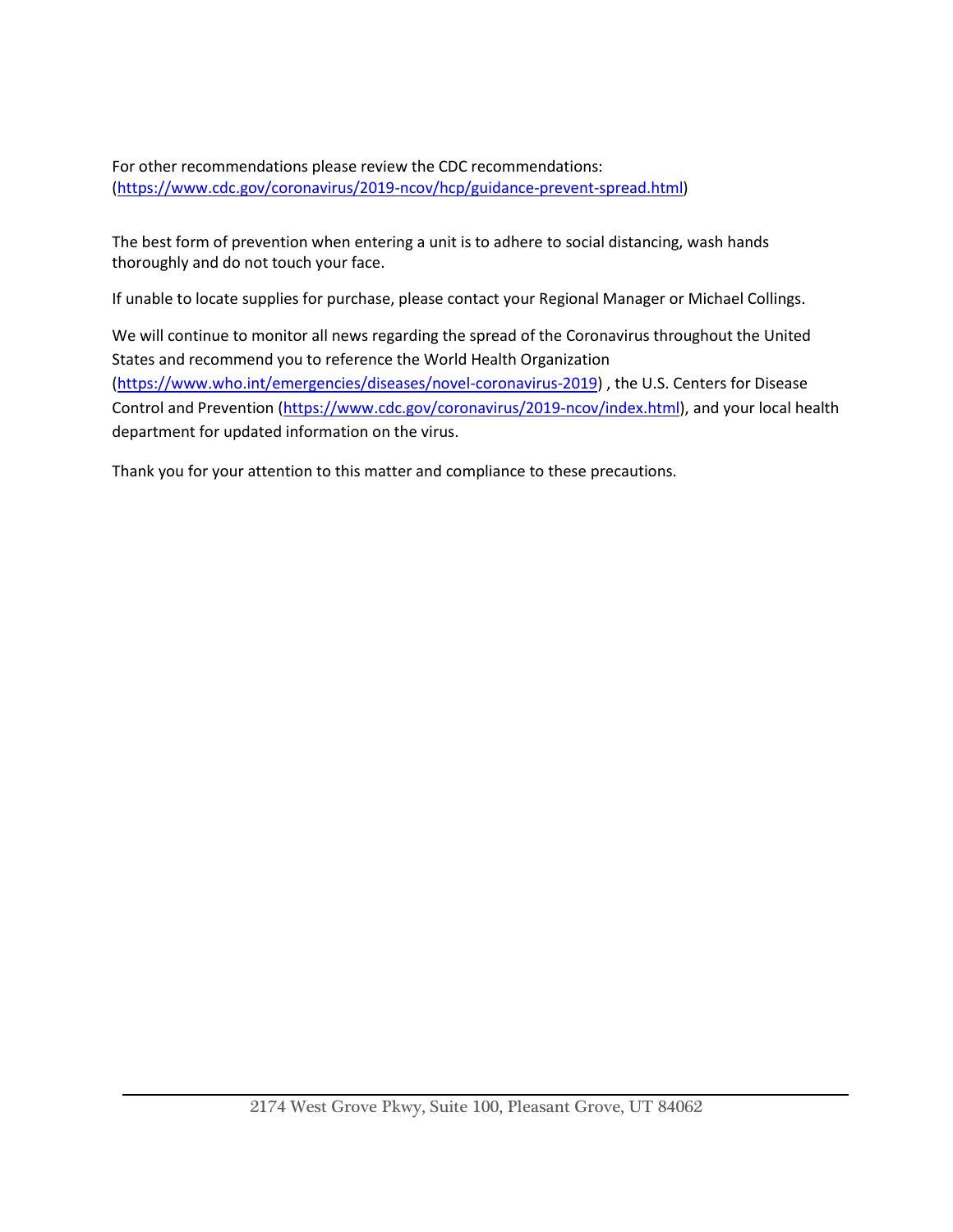For other recommendations please review the CDC recommendations: (https://www.cdc.gov/coronavirus/2019-ncov/hcp/guidance-prevent-spread.html)

The best form of prevention when entering a unit is to adhere to social distancing, wash hands thoroughly and do not touch your face.

If unable to locate supplies for purchase, please contact your Regional Manager or Michael Collings.

We will continue to monitor all news regarding the spread of the Coronavirus throughout the United States and recommend you to reference the World Health Organization (https://www.who.int/emergencies/diseases/novel-coronavirus-2019) , the U.S. Centers for Disease Control and Prevention (https://www.cdc.gov/coronavirus/2019-ncov/index.html), and your local health department for updated information on the virus.

Thank you for your attention to this matter and compliance to these precautions.